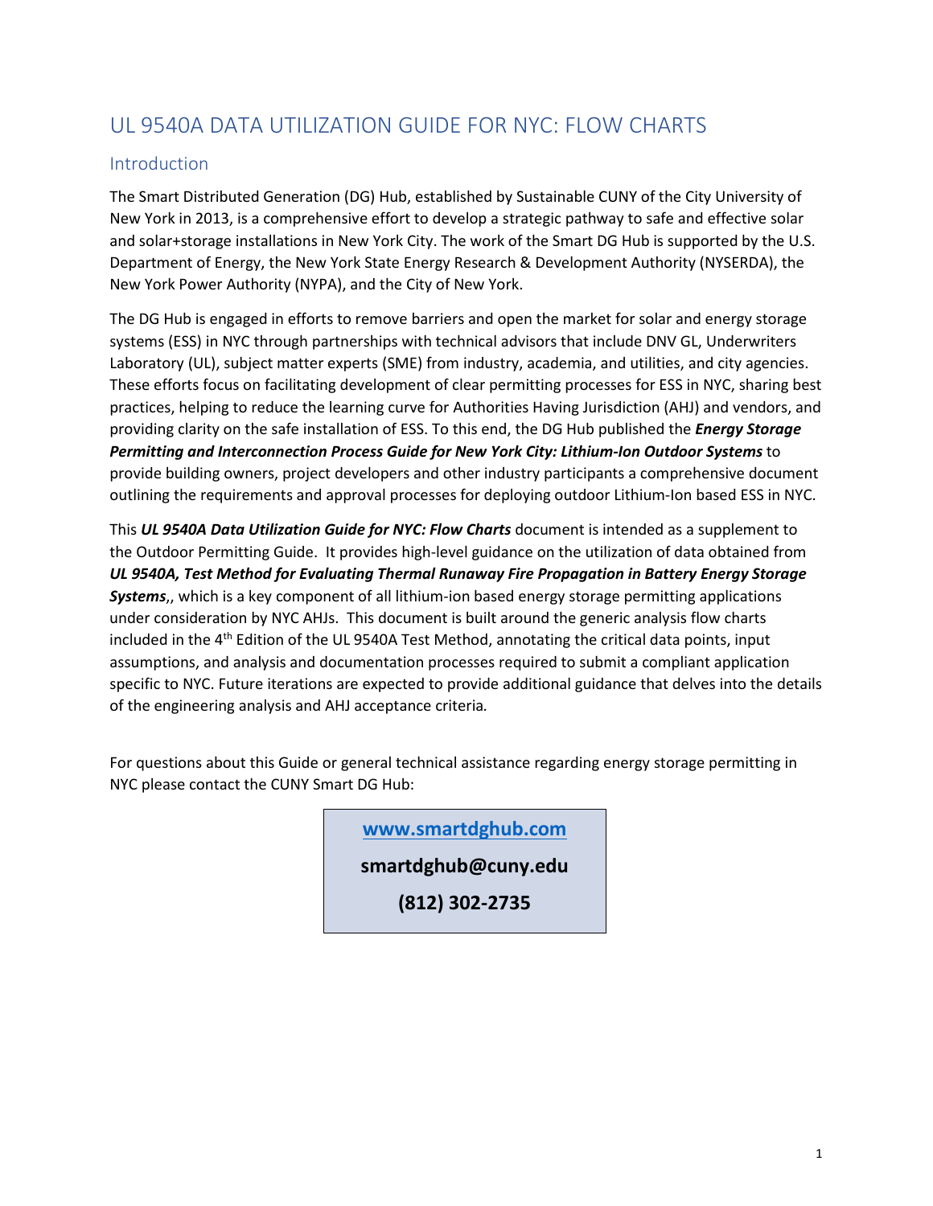# UL 9540A DATA UTILIZATION GUIDE FOR NYC: FLOW CHARTS

## Introduction

The Smart Distributed Generation (DG) Hub, established by Sustainable CUNY of the City University of New York in 2013, is a comprehensive effort to develop a strategic pathway to safe and effective solar and solar+storage installations in New York City. The work of the Smart DG Hub is supported by the U.S. Department of Energy, the New York State Energy Research & Development Authority (NYSERDA), the New York Power Authority (NYPA), and the City of New York.

The DG Hub is engaged in efforts to remove barriers and open the market for solar and energy storage systems (ESS) in NYC through partnerships with technical advisors that include DNV GL, Underwriters Laboratory (UL), subject matter experts (SME) from industry, academia, and utilities, and city agencies. These efforts focus on facilitating development of clear permitting processes for ESS in NYC, sharing best practices, helping to reduce the learning curve for Authorities Having Jurisdiction (AHJ) and vendors, and providing clarity on the safe installation of ESS. To this end, the DG Hub published the ***Energy Storage Permitting and Interconnection Process Guide for New York City: Lithium-Ion Outdoor Systems*** to provide building owners, project developers and other industry participants a comprehensive document outlining the requirements and approval processes for deploying outdoor Lithium-Ion based ESS in NYC.

This ***UL 9540A Data Utilization Guide for NYC: Flow Charts*** document is intended as a supplement to the Outdoor Permitting Guide. It provides high-level guidance on the utilization of data obtained from ***UL 9540A, Test Method for Evaluating Thermal Runaway Fire Propagation in Battery Energy Storage Systems***,, which is a key component of all lithium-ion based energy storage permitting applications under consideration by NYC AHJs. This document is built around the generic analysis flow charts included in the 4th Edition of the UL 9540A Test Method, annotating the critical data points, input assumptions, and analysis and documentation processes required to submit a compliant application specific to NYC. Future iterations are expected to provide additional guidance that delves into the details of the engineering analysis and AHJ acceptance criteria*.*

For questions about this Guide or general technical assistance regarding energy storage permitting in NYC please contact the CUNY Smart DG Hub:

**[www.smartdghub.com](http://www.smartdghub.com)**

**smartdghub@cuny.edu**

**(812) 302-2735**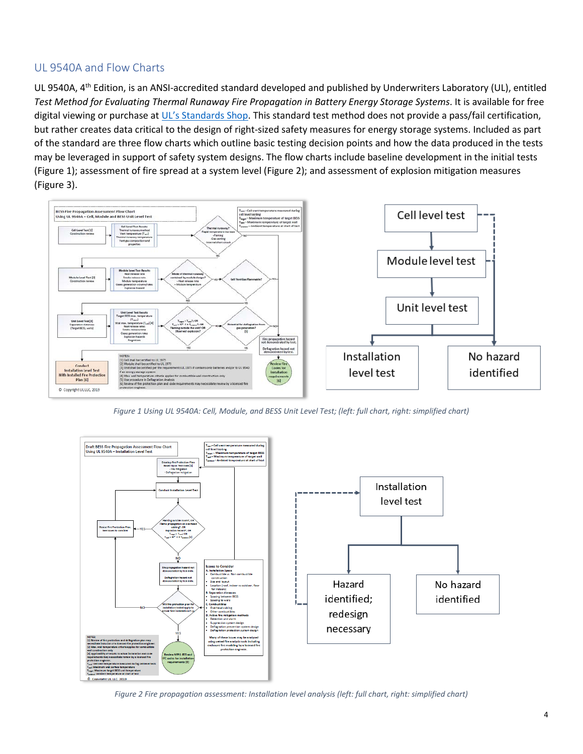## UL 9540A and Flow Charts

UL 9540A, 4th Edition, is an ANSI-accredited standard developed and published by Underwriters Laboratory (UL), entitled *Test Method for Evaluating Thermal Runaway Fire Propagation in Battery Energy Storage Systems*. It is available for free digital viewing or purchase at UL's Standards Shop. This standard test method does not provide a pass/fail certification, but rather creates data critical to the design of right-sized safety measures for energy storage systems. Included as part of the standard are three flow charts which outline basic testing decision points and how the data produced in the tests may be leveraged in support of safety system designs. The flow charts include baseline development in the initial tests (Figure 1); assessment of fire spread at a system level (Figure 2); and assessment of explosion mitigation measures (Figure 3).

*Figure 1 Using UL 9540A: Cell, Module, and BESS Unit Level Test; (left: full chart, right: simplified chart)*

*Figure 2 Fire propagation assessment: Installation level analysis (left: full chart, right: simplified chart)*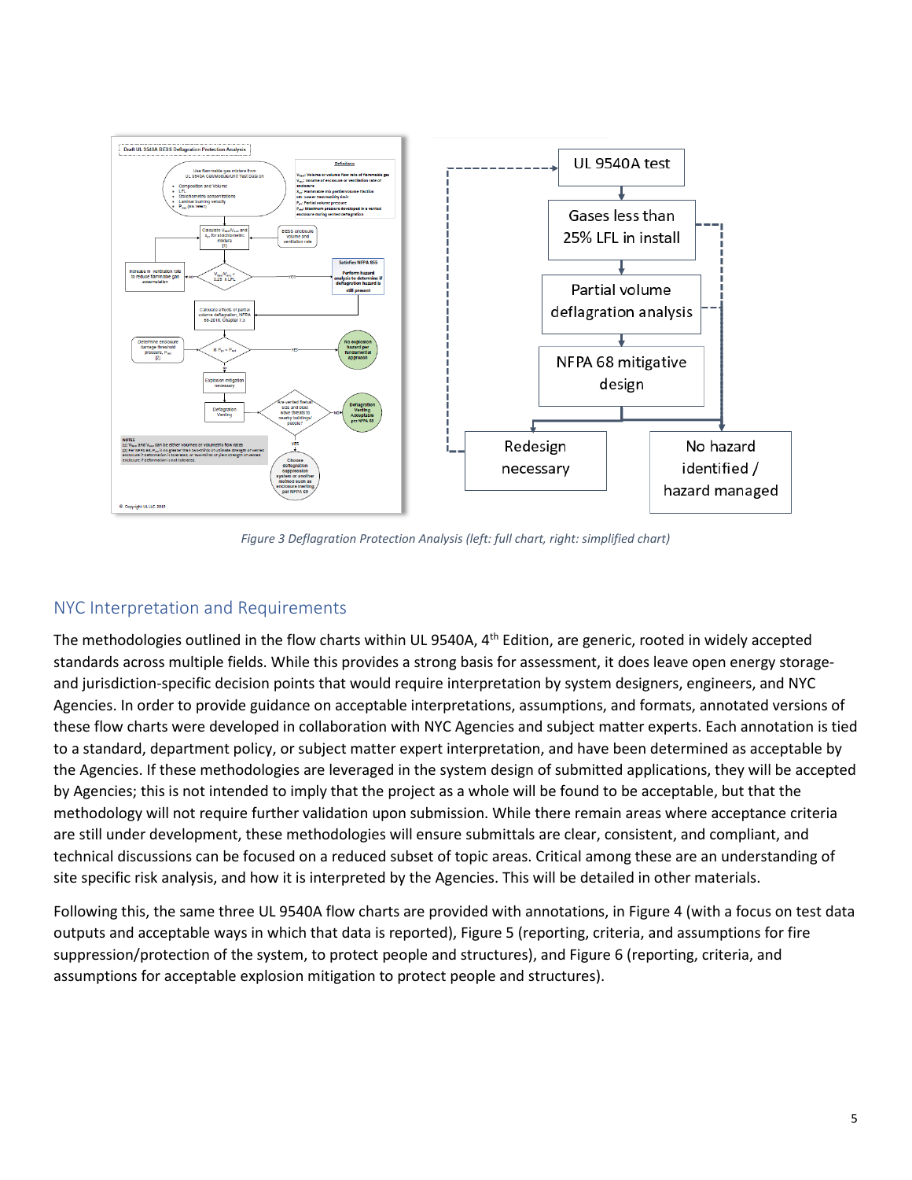*Figure 3 Deflagration Protection Analysis (left: full chart, right: simplified chart)*

## NYC Interpretation and Requirements

The methodologies outlined in the flow charts within UL 9540A, 4th Edition, are generic, rooted in widely accepted standards across multiple fields. While this provides a strong basis for assessment, it does leave open energy storage- and jurisdiction-specific decision points that would require interpretation by system designers, engineers, and NYC Agencies. In order to provide guidance on acceptable interpretations, assumptions, and formats, annotated versions of these flow charts were developed in collaboration with NYC Agencies and subject matter experts. Each annotation is tied to a standard, department policy, or subject matter expert interpretation, and have been determined as acceptable by the Agencies. If these methodologies are leveraged in the system design of submitted applications, they will be accepted by Agencies; this is not intended to imply that the project as a whole will be found to be acceptable, but that the methodology will not require further validation upon submission. While there remain areas where acceptance criteria are still under development, these methodologies will ensure submittals are clear, consistent, and compliant, and technical discussions can be focused on a reduced subset of topic areas. Critical among these are an understanding of site specific risk analysis, and how it is interpreted by the Agencies. This will be detailed in other materials.

Following this, the same three UL 9540A flow charts are provided with annotations, in Figure 4 (with a focus on test data outputs and acceptable ways in which that data is reported), Figure 5 (reporting, criteria, and assumptions for fire suppression/protection of the system, to protect people and structures), and Figure 6 (reporting, criteria, and assumptions for acceptable explosion mitigation to protect people and structures).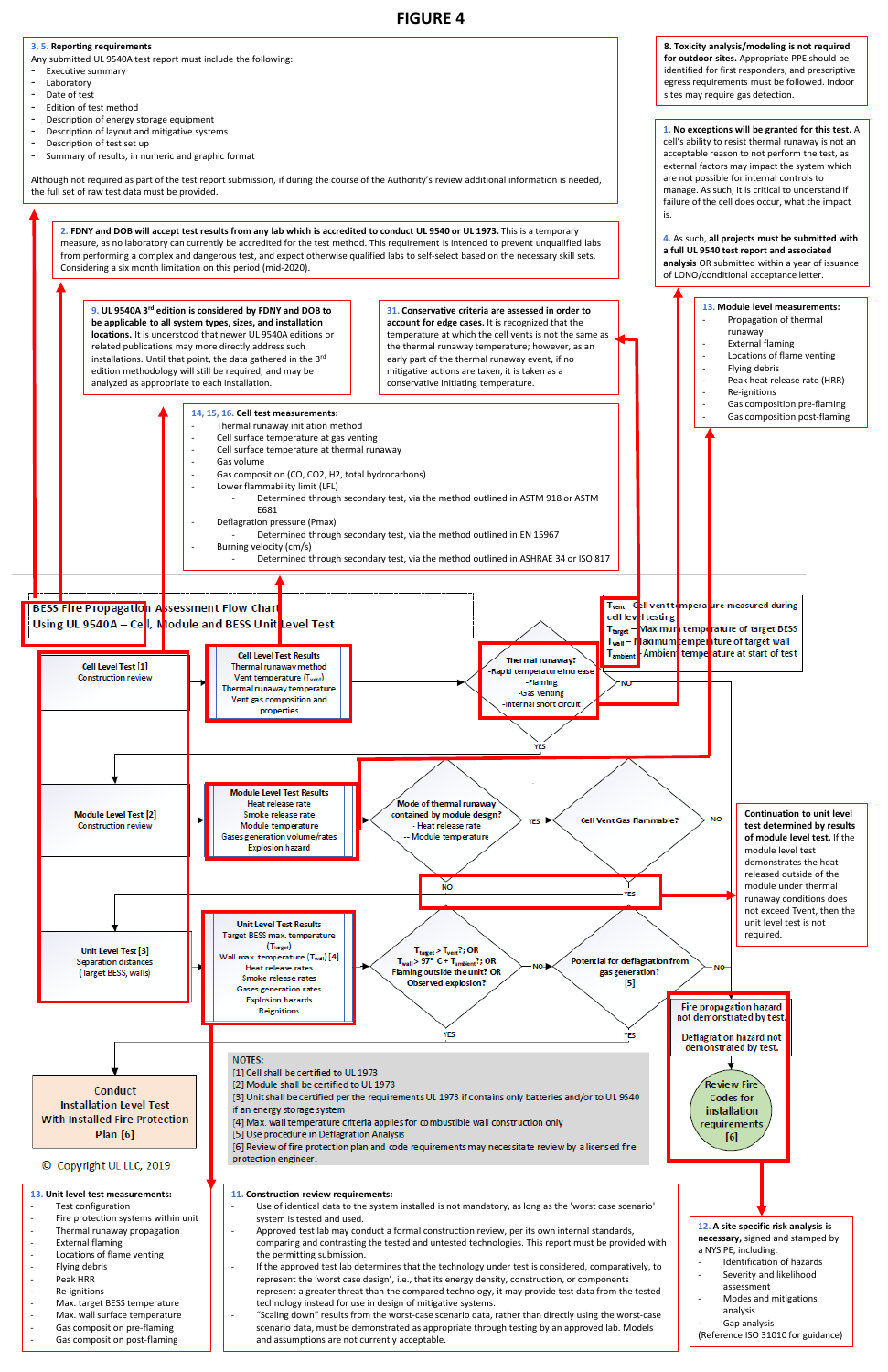# FIGURE 4

**3, 5. Reporting requirements**

Any submitted UL 9540A test report must include the following:

- Executive summary
- Laboratory
- Date of test
- Edition of test method
- Description of energy storage equipment
- Description of layout and mitigative systems
- Description of test set up
- Summary of results, in numeric and graphic format

Although not required as part of the test report submission, if during the course of the Authority's review additional information is needed, the full set of raw test data must be provided.

**8. Toxicity analysis/modeling is not required for outdoor sites.** Appropriate PPE should be identified for first responders, and prescriptive egress requirements must be followed. Indoor sites may require gas detection.

**1. No exceptions will be granted for this test.** A cell's ability to resist thermal runaway is not an acceptable reason to not perform the test, as external factors may impact the system which are not possible for internal controls to manage. As such, it is critical to understand if failure of the cell does occur, what the impact is.

**4.** As such, **all projects must be submitted with a full UL 9540 test report and associated analysis** OR submitted within a year of issuance of LONO/conditional acceptance letter.

**2. FDNY and DOB will accept test results from any lab which is accredited to conduct UL 9540 or UL 1973.** This is a temporary measure, as no laboratory can currently be accredited for the test method. This requirement is intended to prevent unqualified labs from performing a complex and dangerous test, and expect otherwise qualified labs to self-select based on the necessary skill sets. Considering a six month limitation on this period (mid-2020).

**9. UL 9540A 3rd edition is considered by FDNY and DOB to be applicable to all system types, sizes, and installation locations.** It is understood that newer UL 9540A editions or related publications may more directly address such installations. Until that point, the data gathered in the 3rd edition methodology will still be required, and may be analyzed as appropriate to each installation.

**31. Conservative criteria are assessed in order to account for edge cases.** It is recognized that the temperature at which the cell vents is not the same as the thermal runaway temperature; however, as no mitigative actions are taken, it is taken as a conservative initiating temperature.

**13. Module level measurements:**

- Propagation of thermal runaway
- External flaming
- Locations of flame venting
- Flying debris
- Peak heat release rate (HRR)
- Re-ignitions
- Gas composition pre-flaming
- Gas composition post-flaming

**14, 15, 16. Cell test measurements:**

- Thermal runaway initiation method
- Cell surface temperature at gas venting
- Cell surface temperature at thermal runaway
- Gas volume
- Gas composition (CO, CO2, H2, total hydrocarbons)
- Lower flammability limit (LFL)
  - Determined through secondary test, via the method outlined in ASTM 918 or ASTM E681
- Deflagration pressure (Pmax)
  - Determined through secondary test, via the method outlined in EN 15967
- Burning velocity (cm/s)
  - Determined through secondary test, via the method outlined in ASHRAE 34 or ISO 817

**BESS Fire Propagation Assessment Flow Chart Using UL 9540A – Cell, Module and BESS Unit Level Test**

$T_{vent}$ – Cell vent temperature measured during cell level testing
$T_{target}$ – Maximum temperature of target BESS
$T_{wall}$ – Maximum temperature of target wall
$T_{ambient}$ – Ambient temperature at start of test

**Cell Level Test [1]**
Construction review

**Cell Level Test Results**
Thermal runaway method
Vent temperature ($T_{vent}$)
Thermal runaway temperature
Vent gas composition and properties

**Thermal runaway?**
-Rapid temperature increase
-Flaming
-Gas venting
-Internal short circuit

(NO / YES)

**Module Level Test [2]**
Construction review

**Module Level Test Results**
Heat release rate
Smoke release rate
Module temperature
Gases generation volume/rates
Explosion hazard

**Mode of thermal runaway contained by module design?**
- Heat release rate
- Module temperature

(YES / NO)

**Cell Vent Gas flammable?**

(NO / YES)

**Continuation to unit level test determined by results of module level test.** If the module level test demonstrates the heat released outside of the module under thermal runaway conditions does not exceed Tvent, then the unit level test is not required.

**Unit Level Test [3]**
Separation distances
(Target BESS, walls)

**Unit Level Test Results**
Target BESS max. temperature ($T_{target}$)
Wall max. temperature ($T_{wall}$) [4]
Heat release rates
Smoke release rates
Gases generation rates
Explosion hazards
Reignitions

**$T_{target} > T_{vent}$?; OR $T_{wall} > 97°C + T_{ambient}$?; OR Flaming outside the unit? OR Observed explosion?**

(NO / YES)

**Potential for deflagration from gas generation? [5]**

(NO / YES)

Fire propagation hazard not demonstrated by test.

Deflagration hazard not demonstrated by test.

**Review Fire Codes for installation requirements [6]**

**Conduct Installation Level Test With Installed Fire Protection Plan [6]**

© Copyright UL LLC, 2019

NOTES:
[1] Cell shall be certified to UL 1973
[2] Module shall be certified to UL 1973
[3] Unit shall be certified per the requirements UL 1973 if contains only batteries and/or to UL 9540 if an energy storage system
[4] Max. wall temperature criteria applies for combustible wall construction only
[5] Use procedure in Deflagration Analysis
[6] Review of fire protection plan and code requirements may necessitate review by a licensed fire protection engineer.

**13. Unit level test measurements:**

- Test configuration
- Fire protection systems within unit
- Thermal runaway propagation
- External flaming
- Locations of flame venting
- Flying debris
- Peak HRR
- Re-ignitions
- Max. target BESS temperature
- Max. wall surface temperature
- Gas composition pre-flaming
- Gas composition post-flaming

**11. Construction review requirements:**

- Use of identical data to the system installed is not mandatory, as long as the 'worst case scenario' system is tested and used.
- Approved test lab may conduct a formal construction review, per its own internal standards, comparing and contrasting the tested and untested technologies. This report must be provided with the permitting submission.
- If the approved test lab determines that the technology under test is considered, comparatively, to represent the 'worst case design', i.e., that its energy density, construction, or components represent a greater threat than the compared technology, it may provide test data from the tested technology instead for use in design of mitigative systems.
- "Scaling down" results from the worst-case scenario data, rather than directly using the worst-case scenario data, must be demonstrated as appropriate through testing by an approved lab. Models and assumptions are not currently acceptable.

**12. A site specific risk analysis is necessary,** signed and stamped by a NYS PE, including:

- Identification of hazards
- Severity and likelihood assessment
- Modes and mitigations analysis
- Gap analysis

(Reference ISO 31010 for guidance)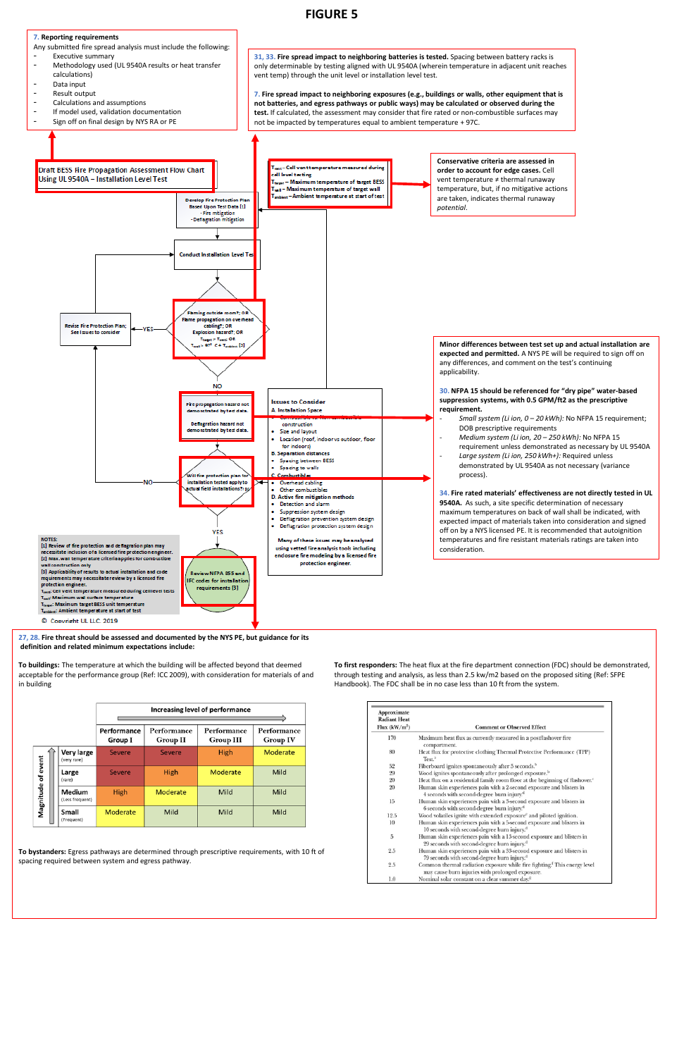# FIGURE 5

**7. Reporting requirements**

Any submitted fire spread analysis must include the following:

- Executive summary
- Methodology used (UL 9540A results or heat transfer calculations)
- Data input
- Result output
- Calculations and assumptions
- If model used, validation documentation
- Sign off on final design by NYS RA or PE

**31, 33. Fire spread impact to neighboring batteries is tested.** Spacing between battery racks is only determinable by testing aligned with UL 9540A (wherein temperature in adjacent unit reaches vent temp) through the unit level or installation level test.

**7. Fire spread impact to neighboring exposures (e.g., buildings or walls, other equipment that is not batteries, and egress pathways or public ways) may be calculated or observed during the test.** If calculated, the assessment may consider that fire rated or non-combustible surfaces may not be impacted by temperatures equal to ambient temperature + 97C.

Draft BESS Fire Propagation Assessment Flow Chart Using UL 9540A – Installation Level Test

$T_{vent}$ – Cell vent temperature measured during cell level testing
$T_{target}$ – Maximum temperature of target BESS
$T_{wall}$ – Maximum temperature of target wall
$T_{ambient}$ – Ambient temperature at start of test

**Conservative criteria are assessed in order to account for edge cases.** Cell vent temperature ≠ thermal runaway temperature, but, if no mitigative actions are taken, indicates thermal runaway *potential.*

Develop Fire Protection Plan Based Upon Test Data [1]
- Fire mitigation
- Deflagration mitigation

Conduct Installation Level Test

Flaming outside room?; OR Flame propagation on overhead cabling?; OR Explosion hazard?; OR $T_{target} > T_{vent}$; OR $T_{wall} > 97°C + T_{ambient}$ [2]

YES → Revise Fire Protection Plan; See Issues to consider

NO

Fire propagation hazard not demonstrated by test data.

Deflagration hazard not demonstrated by test data.

Will fire protection plan for installation tested apply to actual field installations? [3]

NO → Revise Fire Protection Plan

YES → Review NFPA 855 and IFC codes for installation requirements [3]

**Issues to Consider**

A. Installation Space
- ~~Combustible vs. Non-combustible~~ construction
- Size and layout
- Location (roof, indoor vs outdoor, floor for indoors)

B. Separation distances
- Spacing between BESS
- Spacing to walls

C. Combustibles
- Overhead cabling
- Other combustibles

D. Active fire mitigation methods
- Detection and alarm
- Suppression system design
- Deflagration prevention system design
- Deflagration protection system design

Many of these issues may be analyzed using vetted fire analysis tools including enclosure fire modeling by a licensed fire protection engineer.

NOTES:
[1] Review of fire protection and deflagration plan may necessitate inclusion of a licensed fire protection engineer.
[2] Max. wall temperature criteria applies for combustible wall construction only
[3] Applicability of results to actual installation and code requirements may necessitate review by a licensed fire protection engineer.
$T_{vent}$: Cell vent temperature measured during cell level tests
$T_{wall}$: Maximum wall surface temperature
$T_{target}$: Maximum target BESS unit temperature
$T_{ambient}$: Ambient temperature at start of test

© Copyright UL LLC 2019

**Minor differences between test set up and actual installation are expected and permitted.** A NYS PE will be required to sign off on any differences, and comment on the test's continuing applicability.

**30. NFPA 15 should be referenced for "dry pipe" water-based suppression systems, with 0.5 GPM/ft2 as the prescriptive requirement.**

- *Small system (Li ion, 0 – 20 kWh):* No NFPA 15 requirement; DOB prescriptive requirements
- *Medium system (Li ion, 20 – 250 kWh):* No NFPA 15 requirement unless demonstrated as necessary by UL 9540A
- *Large system (Li ion, 250 kWh+):* Required unless demonstrated by UL 9540A as not necessary (variance process).

**34. Fire rated materials' effectiveness are not directly tested in UL 9540A.** As such, a site specific determination of necessary maximum temperatures on back of wall shall be indicated, with expected impact of materials taken into consideration and signed off on by a NYS licensed PE. It is recommended that autoignition temperatures and fire resistant materials ratings are taken into consideration.

**27, 28. Fire threat should be assessed and documented by the NYS PE, but guidance for its definition and related minimum expectations include:**

**To buildings:** The temperature at which the building will be affected beyond that deemed acceptable for the performance group (Ref: ICC 2009), with consideration for materials of and in building

| Magnitude of event | Performance Group I | Performance Group II | Performance Group III | Performance Group IV |
|---|---|---|---|---|
| | Increasing level of performance → | | | |
| Very large (very rare) | Severe | Severe | High | Moderate |
| Large (rare) | Severe | High | Moderate | Mild |
| Medium (Less frequent) | High | Moderate | Mild | Mild |
| Small (frequent) | Moderate | Mild | Mild | Mild |

**To first responders:** The heat flux at the fire department connection (FDC) should be demonstrated, through testing and analysis, as less than 2.5 kw/m2 based on the proposed siting (Ref: SFPE Handbook). The FDC shall be in no case less than 10 ft from the system.

| Approximate Radiant Heat Flux (kW/m²) | Comment or Observed Effect |
|---|---|
| 170 | Maximum heat flux as currently measured in a postflashover fire compartment. |
| 80 | Heat flux for protective clothing Thermal Protective Performance (TPP) Test.[a] |
| 52 | Fiberboard ignites spontaneously after 5 seconds.[b] |
| 29 | Wood ignites spontaneously after prolonged exposure.[b] |
| 20 | Heat flux on a residential family room floor at the beginning of flashover.[c] |
| 20 | Human skin experiences pain with a 2-second exposure and blisters in 4 seconds with second-degree burn injury.[d] |
| 15 | Human skin experiences pain with a 3-second exposure and blisters in 6 seconds with second-degree burn injury.[d] |
| 12.5 | Wood volatiles ignite with extended exposure[e] and piloted ignition. |
| 10 | Human skin experiences pain with a 5-second exposure and blisters in 10 seconds with second-degree burn injury.[d] |
| 5 | Human skin experiences pain with a 13-second exposure and blisters in 29 seconds with second-degree burn injury.[d] |
| 2.5 | Human skin experiences pain with a 33-second exposure and blisters in 79 seconds with second-degree burn injury.[d] |
| 2.5 | Common thermal radiation exposure while fire fighting.[f] This energy level may cause burn injuries with prolonged exposure. |
| 1.0 | Nominal solar constant on a clear summer day.[g] |

**To bystanders:** Egress pathways are determined through prescriptive requirements, with 10 ft of spacing required between system and egress pathway.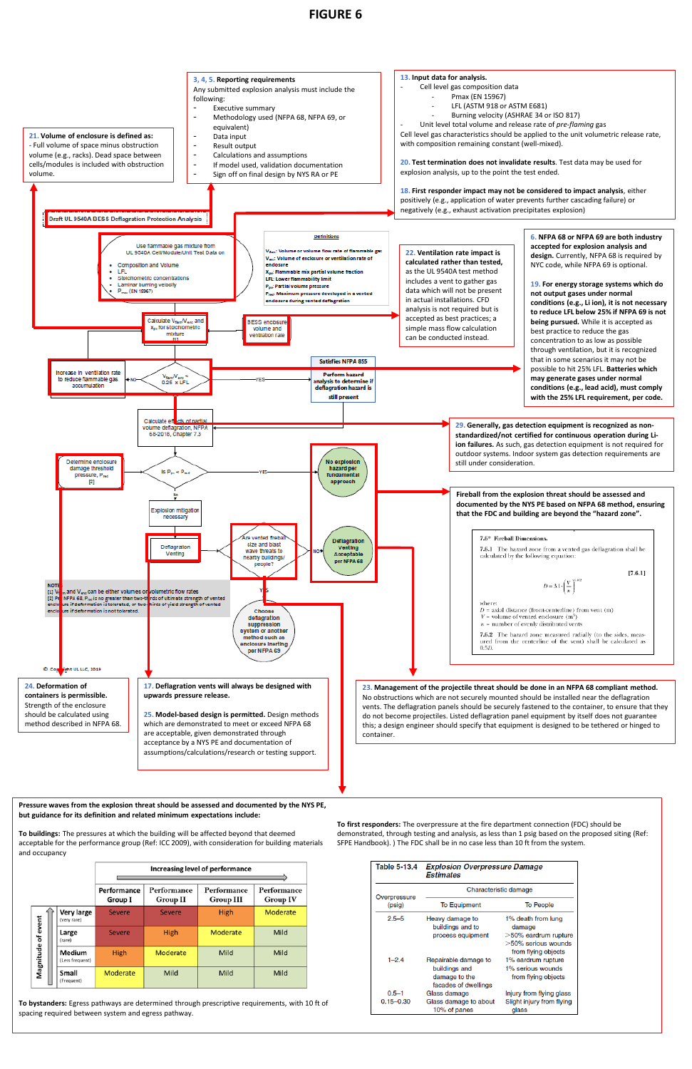# FIGURE 6

**3, 4, 5. Reporting requirements**
Any submitted explosion analysis must include the following:

- Executive summary
- Methodology used (NFPA 68, NFPA 69, or equivalent)
- Data input
- Result output
- Calculations and assumptions
- If model used, validation documentation
- Sign off on final design by NYS RA or PE

**13. Input data for analysis.**

- Cell level gas composition data
  - Pmax (EN 15967)
  - LFL (ASTM 918 or ASTM E681)
  - Burning velocity (ASHRAE 34 or ISO 817)
- Unit level total volume and release rate of *pre-flaming* gas

Cell level gas characteristics should be applied to the unit volumetric release rate, with composition remaining constant (well-mixed).

**20. Test termination does not invalidate results.** Test data may be used for explosion analysis, up to the point the test ended.

**18. First responder impact may not be considered to impact analysis**, either positively (e.g., application of water prevents further cascading failure) or negatively (e.g., exhaust activation precipitates explosion)

**21. Volume of enclosure is defined as:**
- Full volume of space minus obstruction volume (e.g., racks). Dead space between cells/modules is included with obstruction volume.

Draft UL 9540A BESS Deflagration Protection Analysis

Use flammable gas mixture from UL 9540A Cell/Module/Unit Test Data on

- Composition and Volume
- LFL
- Stoichiometric concentrations
- Laminar burning velocity
- $P_{max}$ (EN 15967)

**Definitions**

$V_{fan}$: Volume or volume flow rate of flammable gas
$V_{enc}$: Volume of enclosure or ventilation rate of enclosure
$X_{st}$: Flammable mix partial volume fraction
LFL: Lower flammability limit
$P_{pv}$: Partial volume pressure
$P_{red}$: Maximum pressure developed in a vented enclosure during vented deflagration

Calculate $V_{fan}/V_{enc}$ and $X_{st}$ for stoichiometric mixture [1]

BESS enclosure volume and ventilation rate

Increase in ventilation rate to reduce flammable gas accumulation

$V_{fan}/V_{enc}$ < 0.25 x LFL — NO / YES

Satisfies NFPA 855

Perform hazard analysis to determine if deflagration hazard is still present

Calculate effects of partial volume deflagration, NFPA 68-2018, Chapter 7.3

Determine enclosure damage threshold pressure, $P_{red}$ [2]

Is $P_{pv}$ < $P_{red}$ — YES / No

No explosion hazard per fundamental approach

Explosion mitigation necessary

Deflagration Venting

Are vented fireball size and blast wave threats to nearby buildings/ people? — NO / YES

Deflagration Venting Acceptable per NFPA 68

Choose deflagration suppression system or another method such as enclosure inerting per NFPA 69

NOTE:
[1] $V_{fan}$ and $V_{enc}$ can be either volumes or volumetric flow rates
[2] Per NFPA 68, $P_{red}$ is no greater than two-thirds of ultimate strength of vented enclosure if deformation is tolerated, or two-thirds of yield strength of vented enclosure if deformation is not tolerated.

© Copyright UL LLC, 2019

**22. Ventilation rate impact is calculated rather than tested,** as the UL 9540A test method includes a vent to gather gas data which will not be present in actual installations. CFD analysis is not required but is accepted as best practices; a simple mass flow calculation can be conducted instead.

**6. NFPA 68 or NFPA 69 are both industry accepted for explosion analysis and design.** Currently, NFPA 68 is required by NYC code, while NFPA 69 is optional.

**19. For energy storage systems which do not output gases under normal conditions (e.g., Li ion), it is not necessary to reduce LFL below 25% if NFPA 69 is not being pursued.** While it is accepted as best practice to reduce the gas concentration to as low as possible through ventilation, but it is recognized that in some scenarios it may not be possible to hit 25% LFL. **Batteries which may generate gases under normal conditions (e.g., lead acid), must comply with the 25% LFL requirement, per code.**

**29. Generally, gas detection equipment is recognized as non-standardized/not certified for continuous operation during Li-ion failures.** As such, gas detection equipment is not required for outdoor systems. Indoor system gas detection requirements are still under consideration.

**Fireball from the explosion threat should be assessed and documented by the NYS PE based on NFPA 68 method, ensuring that the FDC and building are beyond the "hazard zone".**

7.6* Fireball Dimensions.

7.6.1 The hazard zone from a vented gas deflagration shall be calculated by the following equation:

$$D = 3.1 \cdot \left(\frac{V}{n}\right)^{0.402} \quad [7.6.1]$$

where:
$D$ = axial distance (from centerline) from vent (m)
$V$ = volume of vented enclosure ($m^3$)
$n$ = number of evenly distributed vents

7.6.2 The hazard zone measured radially (to the sides, measured from the centerline of the vent) shall be calculated as 0.5D.

**24. Deformation of containers is permissible.** Strength of the enclosure should be calculated using method described in NFPA 68.

**17. Deflagration vents will always be designed with upwards pressure release.**

**25. Model-based design is permitted.** Design methods which are demonstrated to meet or exceed NFPA 68 are acceptable, given demonstrated through acceptance by a NYS PE and documentation of assumptions/calculations/research or testing support.

**23. Management of the projectile threat should be done in an NFPA 68 compliant method.** No obstructions which are not securely mounted should be installed near the deflagration vents. The deflagration panels should be securely fastened to the container, to ensure that they do not become projectiles. Listed deflagration panel equipment by itself does not guarantee this; a design engineer should specify that equipment is designed to be tethered or hinged to container.

**Pressure waves from the explosion threat should be assessed and documented by the NYS PE, but guidance for its definition and related minimum expectations include:**

**To buildings:** The pressures at which the building will be affected beyond that deemed acceptable for the performance group (Ref: ICC 2009), with consideration for building materials and occupancy

Increasing level of performance →

| Magnitude of event | Performance Group I | Performance Group II | Performance Group III | Performance Group IV |
|---|---|---|---|---|
| Very large (very rare) | Severe | Severe | High | Moderate |
| Large (rare) | Severe | High | Moderate | Mild |
| Medium (Less frequent) | High | Moderate | Mild | Mild |
| Small (Frequent) | Moderate | Mild | Mild | Mild |

**To bystanders:** Egress pathways are determined through prescriptive requirements, with 10 ft of spacing required between system and egress pathway.

**To first responders:** The overpressure at the fire department connection (FDC) should be demonstrated, through testing and analysis, as less than 1 psig based on the proposed siting (Ref: SFPE Handbook). ) The FDC shall be in no case less than 10 ft from the system.

**Table 5-13.4** ***Explosion Overpressure Damage Estimates***

| Overpressure (psig) | Characteristic damage: To Equipment | Characteristic damage: To People |
|---|---|---|
| 2.5–5 | Heavy damage to buildings and to process equipment | 1% death from lung damage<br>>50% eardrum rupture<br>>50% serious wounds from flying objects |
| 1–2.4 | Repairable damage to buildings and damage to the facades of dwellings | 1% eardrum rupture<br>1% serious wounds from flying objects |
| 0.5–1 | Glass damage | Injury from flying glass |
| 0.15–0.30 | Glass damage to about 10% of panes | Slight injury from flying glass |